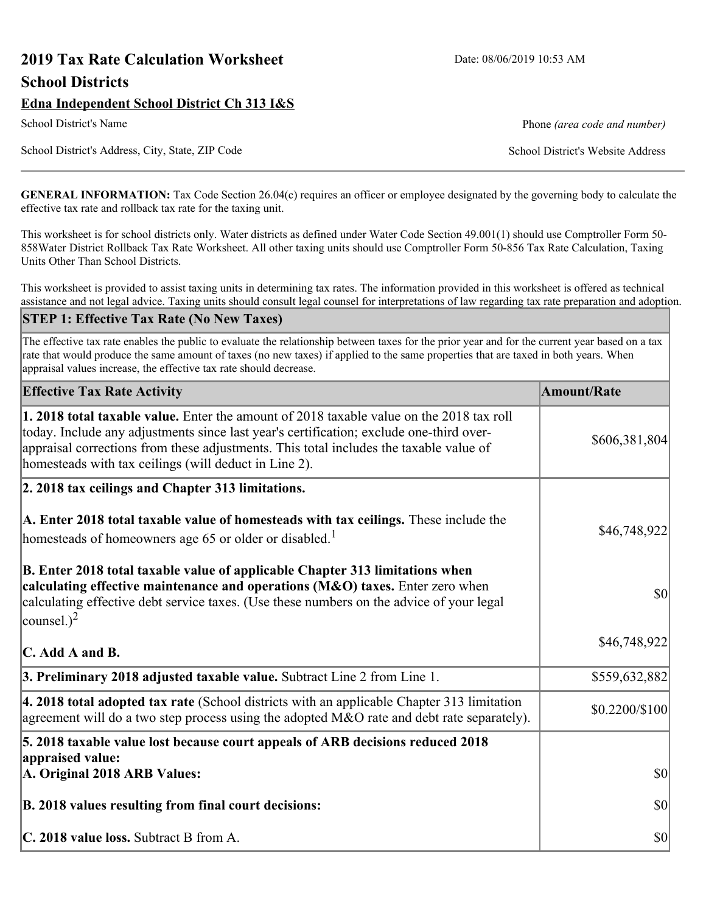# 2019 Tax Rate Calculation Worksheet

Date: 08/06/2019 10:53 AM

## School Districts

**Edna Independent School District Ch 313 I&S**

School District's Name

Phone *(area code and number)*

School District's Address, City, State, ZIP Code

School District's Website Address

**GENERAL INFORMATION:** Tax Code Section 26.04(c) requires an officer or employee designated by the governing body to calculate the effective tax rate and rollback tax rate for the taxing unit.

This worksheet is for school districts only. Water districts as defined under Water Code Section 49.001(1) should use Comptroller Form 50-858Water District Rollback Tax Rate Worksheet. All other taxing units should use Comptroller Form 50-856 Tax Rate Calculation, Taxing Units Other Than School Districts.

This worksheet is provided to assist taxing units in determining tax rates. The information provided in this worksheet is offered as technical assistance and not legal advice. Taxing units should consult legal counsel for interpretations of law regarding tax rate preparation and adoption.

## STEP 1: Effective Tax Rate (No New Taxes)

The effective tax rate enables the public to evaluate the relationship between taxes for the prior year and for the current year based on a tax rate that would produce the same amount of taxes (no new taxes) if applied to the same properties that are taxed in both years. When appraisal values increase, the effective tax rate should decrease.

| Effective Tax Rate Activity | Amount/Rate |
|---|---|
| **1. 2018 total taxable value.** Enter the amount of 2018 taxable value on the 2018 tax roll today. Include any adjustments since last year's certification; exclude one-third over-appraisal corrections from these adjustments. This total includes the taxable value of homesteads with tax ceilings (will deduct in Line 2). | $606,381,804 |
| **2. 2018 tax ceilings and Chapter 313 limitations.** | |
| **A. Enter 2018 total taxable value of homesteads with tax ceilings.** These include the homesteads of homeowners age 65 or older or disabled.[1] | $46,748,922 |
| **B. Enter 2018 total taxable value of applicable Chapter 313 limitations when calculating effective maintenance and operations (M&O) taxes.** Enter zero when calculating effective debt service taxes. (Use these numbers on the advice of your legal counsel.)[2] | $0 |
| **C. Add A and B.** | $46,748,922 |
| **3. Preliminary 2018 adjusted taxable value.** Subtract Line 2 from Line 1. | $559,632,882 |
| **4. 2018 total adopted tax rate** (School districts with an applicable Chapter 313 limitation agreement will do a two step process using the adopted M&O rate and debt rate separately). | $0.2200/$100 |
| **5. 2018 taxable value lost because court appeals of ARB decisions reduced 2018 appraised value:** | |
| **A. Original 2018 ARB Values:** | $0 |
| **B. 2018 values resulting from final court decisions:** | $0 |
| **C. 2018 value loss.** Subtract B from A. | $0 |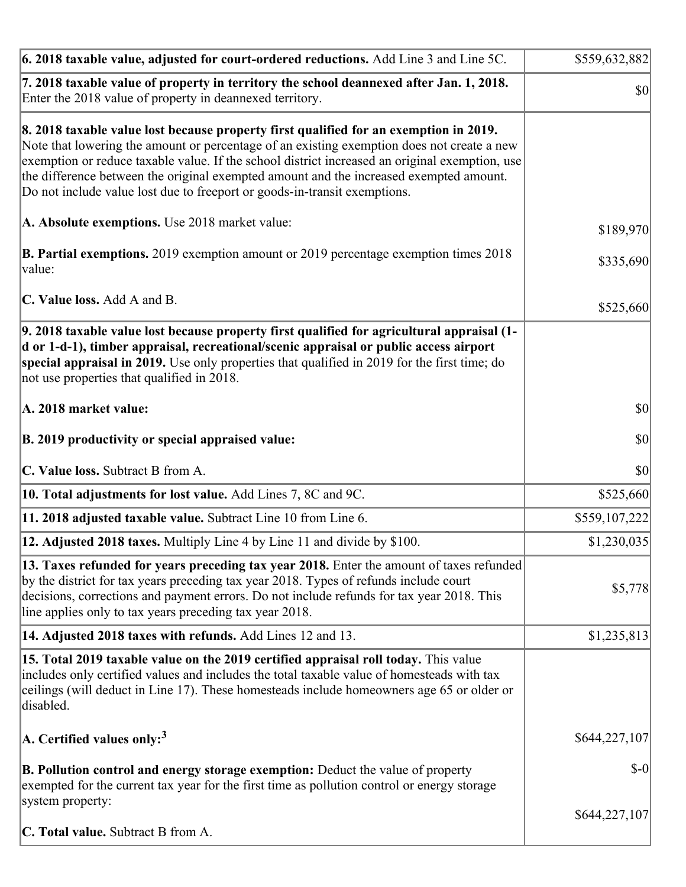| | |
|---|---|
| **6. 2018 taxable value, adjusted for court-ordered reductions.** Add Line 3 and Line 5C. | $559,632,882 |
| **7. 2018 taxable value of property in territory the school deannexed after Jan. 1, 2018.** Enter the 2018 value of property in deannexed territory. | $0 |
| **8. 2018 taxable value lost because property first qualified for an exemption in 2019.** Note that lowering the amount or percentage of an existing exemption does not create a new exemption or reduce taxable value. If the school district increased an original exemption, use the difference between the original exempted amount and the increased exempted amount. Do not include value lost due to freeport or goods-in-transit exemptions.<br><br>**A. Absolute exemptions.** Use 2018 market value:<br><br>**B. Partial exemptions.** 2019 exemption amount or 2019 percentage exemption times 2018 value:<br><br>**C. Value loss.** Add A and B. | <br><br><br><br><br>$189,970<br><br>$335,690<br><br>$525,660 |
| **9. 2018 taxable value lost because property first qualified for agricultural appraisal (1-d or 1-d-1), timber appraisal, recreational/scenic appraisal or public access airport special appraisal in 2019.** Use only properties that qualified in 2019 for the first time; do not use properties that qualified in 2018.<br><br>**A. 2018 market value:**<br><br>**B. 2019 productivity or special appraised value:**<br><br>**C. Value loss.** Subtract B from A. | <br><br><br><br>$0<br><br>$0<br><br>$0 |
| **10. Total adjustments for lost value.** Add Lines 7, 8C and 9C. | $525,660 |
| **11. 2018 adjusted taxable value.** Subtract Line 10 from Line 6. | $559,107,222 |
| **12. Adjusted 2018 taxes.** Multiply Line 4 by Line 11 and divide by $100. | $1,230,035 |
| **13. Taxes refunded for years preceding tax year 2018.** Enter the amount of taxes refunded by the district for tax years preceding tax year 2018. Types of refunds include court decisions, corrections and payment errors. Do not include refunds for tax year 2018. This line applies only to tax years preceding tax year 2018. | $5,778 |
| **14. Adjusted 2018 taxes with refunds.** Add Lines 12 and 13. | $1,235,813 |
| **15. Total 2019 taxable value on the 2019 certified appraisal roll today.** This value includes only certified values and includes the total taxable value of homesteads with tax ceilings (will deduct in Line 17). These homesteads include homeowners age 65 or older or disabled.<br><br>**A. Certified values only:**[3]<br><br>**B. Pollution control and energy storage exemption:** Deduct the value of property exempted for the current tax year for the first time as pollution control or energy storage system property:<br><br>**C. Total value.** Subtract B from A. | <br><br><br><br>$644,227,107<br><br>$-0<br><br>$644,227,107 |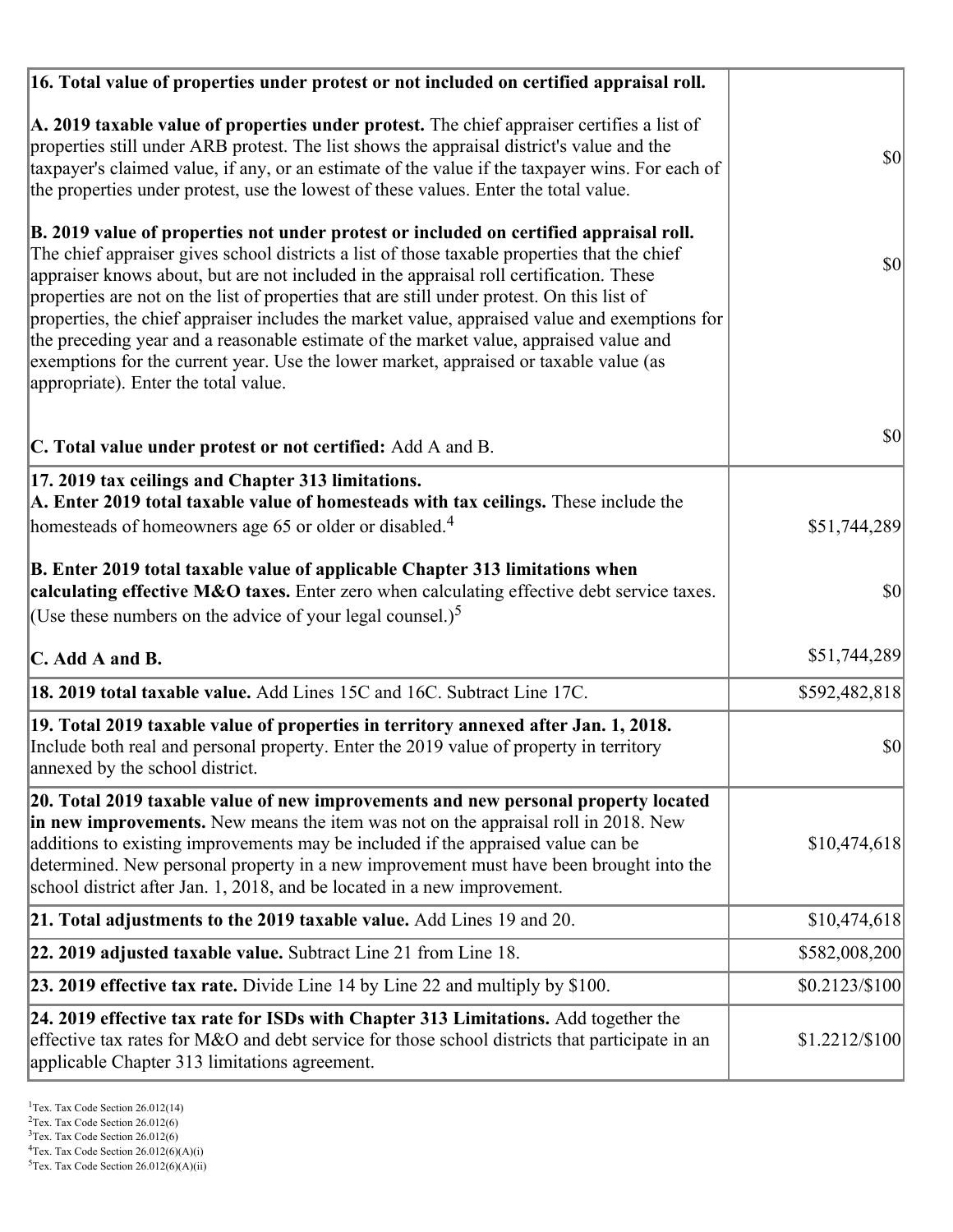| | |
|---|---|
| **16. Total value of properties under protest or not included on certified appraisal roll.** | |
| **A. 2019 taxable value of properties under protest.** The chief appraiser certifies a list of properties still under ARB protest. The list shows the appraisal district's value and the taxpayer's claimed value, if any, or an estimate of the value if the taxpayer wins. For each of the properties under protest, use the lowest of these values. Enter the total value. | $0 |
| **B. 2019 value of properties not under protest or included on certified appraisal roll.** The chief appraiser gives school districts a list of those taxable properties that the chief appraiser knows about, but are not included in the appraisal roll certification. These properties are not on the list of properties that are still under protest. On this list of properties, the chief appraiser includes the market value, appraised value and exemptions for the preceding year and a reasonable estimate of the market value, appraised value and exemptions for the current year. Use the lower market, appraised or taxable value (as appropriate). Enter the total value. | $0 |
| **C. Total value under protest or not certified:** Add A and B. | $0 |
| **17. 2019 tax ceilings and Chapter 313 limitations.** | |
| **A. Enter 2019 total taxable value of homesteads with tax ceilings.** These include the homesteads of homeowners age 65 or older or disabled.[4] | $51,744,289 |
| **B. Enter 2019 total taxable value of applicable Chapter 313 limitations when calculating effective M&O taxes.** Enter zero when calculating effective debt service taxes. (Use these numbers on the advice of your legal counsel.)[5] | $0 |
| **C. Add A and B.** | $51,744,289 |
| **18. 2019 total taxable value.** Add Lines 15C and 16C. Subtract Line 17C. | $592,482,818 |
| **19. Total 2019 taxable value of properties in territory annexed after Jan. 1, 2018.** Include both real and personal property. Enter the 2019 value of property in territory annexed by the school district. | $0 |
| **20. Total 2019 taxable value of new improvements and new personal property located in new improvements.** New means the item was not on the appraisal roll in 2018. New additions to existing improvements may be included if the appraised value can be determined. New personal property in a new improvement must have been brought into the school district after Jan. 1, 2018, and be located in a new improvement. | $10,474,618 |
| **21. Total adjustments to the 2019 taxable value.** Add Lines 19 and 20. | $10,474,618 |
| **22. 2019 adjusted taxable value.** Subtract Line 21 from Line 18. | $582,008,200 |
| **23. 2019 effective tax rate.** Divide Line 14 by Line 22 and multiply by $100. | $0.2123/$100 |
| **24. 2019 effective tax rate for ISDs with Chapter 313 Limitations.** Add together the effective tax rates for M&O and debt service for those school districts that participate in an applicable Chapter 313 limitations agreement. | $1.2212/$100 |

[1]Tex. Tax Code Section 26.012(14)
[2]Tex. Tax Code Section 26.012(6)
[3]Tex. Tax Code Section 26.012(6)
[4]Tex. Tax Code Section 26.012(6)(A)(i)
[5]Tex. Tax Code Section 26.012(6)(A)(ii)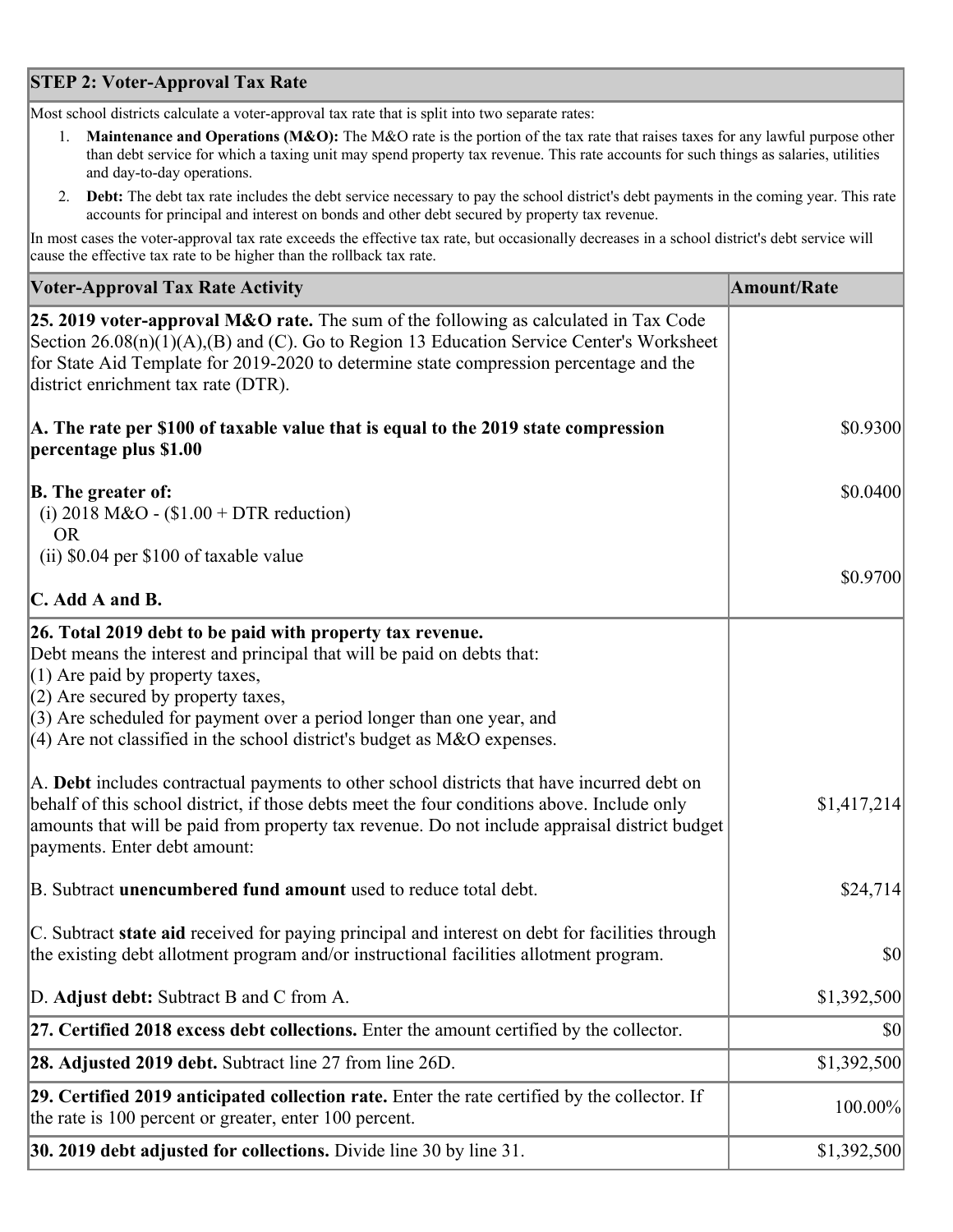## STEP 2: Voter-Approval Tax Rate

Most school districts calculate a voter-approval tax rate that is split into two separate rates:

1. **Maintenance and Operations (M&O):** The M&O rate is the portion of the tax rate that raises taxes for any lawful purpose other than debt service for which a taxing unit may spend property tax revenue. This rate accounts for such things as salaries, utilities and day-to-day operations.
2. **Debt:** The debt tax rate includes the debt service necessary to pay the school district's debt payments in the coming year. This rate accounts for principal and interest on bonds and other debt secured by property tax revenue.

In most cases the voter-approval tax rate exceeds the effective tax rate, but occasionally decreases in a school district's debt service will cause the effective tax rate to be higher than the rollback tax rate.

| Voter-Approval Tax Rate Activity | Amount/Rate |
|---|---|
| **25. 2019 voter-approval M&O rate.** The sum of the following as calculated in Tax Code Section 26.08(n)(1)(A),(B) and (C). Go to Region 13 Education Service Center's Worksheet for State Aid Template for 2019-2020 to determine state compression percentage and the district enrichment tax rate (DTR). | |
| **A. The rate per $100 of taxable value that is equal to the 2019 state compression percentage plus $1.00** | $0.9300 |
| **B. The greater of:** (i) 2018 M&O - ($1.00 + DTR reduction) OR (ii) $0.04 per $100 of taxable value | $0.0400 |
| **C. Add A and B.** | $0.9700 |
| **26. Total 2019 debt to be paid with property tax revenue.** Debt means the interest and principal that will be paid on debts that: (1) Are paid by property taxes, (2) Are secured by property taxes, (3) Are scheduled for payment over a period longer than one year, and (4) Are not classified in the school district's budget as M&O expenses. | |
| A. **Debt** includes contractual payments to other school districts that have incurred debt on behalf of this school district, if those debts meet the four conditions above. Include only amounts that will be paid from property tax revenue. Do not include appraisal district budget payments. Enter debt amount: | $1,417,214 |
| B. Subtract **unencumbered fund amount** used to reduce total debt. | $24,714 |
| C. Subtract **state aid** received for paying principal and interest on debt for facilities through the existing debt allotment program and/or instructional facilities allotment program. | $0 |
| D. **Adjust debt:** Subtract B and C from A. | $1,392,500 |
| **27. Certified 2018 excess debt collections.** Enter the amount certified by the collector. | $0 |
| **28. Adjusted 2019 debt.** Subtract line 27 from line 26D. | $1,392,500 |
| **29. Certified 2019 anticipated collection rate.** Enter the rate certified by the collector. If the rate is 100 percent or greater, enter 100 percent. | 100.00% |
| **30. 2019 debt adjusted for collections.** Divide line 30 by line 31. | $1,392,500 |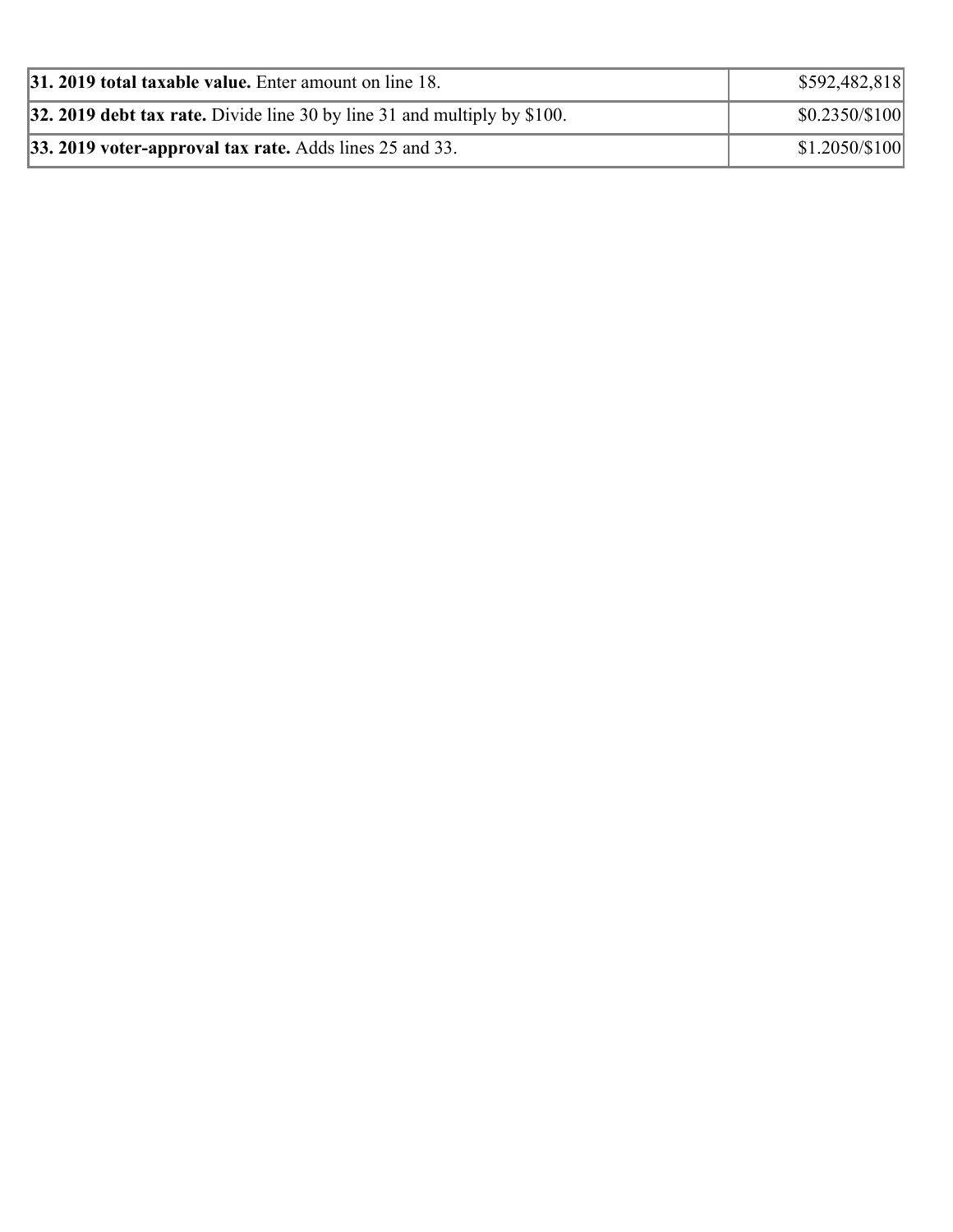| | |
|---|---|
| **31. 2019 total taxable value.** Enter amount on line 18. | $592,482,818 |
| **32. 2019 debt tax rate.** Divide line 30 by line 31 and multiply by $100. | $0.2350/$100 |
| **33. 2019 voter-approval tax rate.** Adds lines 25 and 33. | $1.2050/$100 |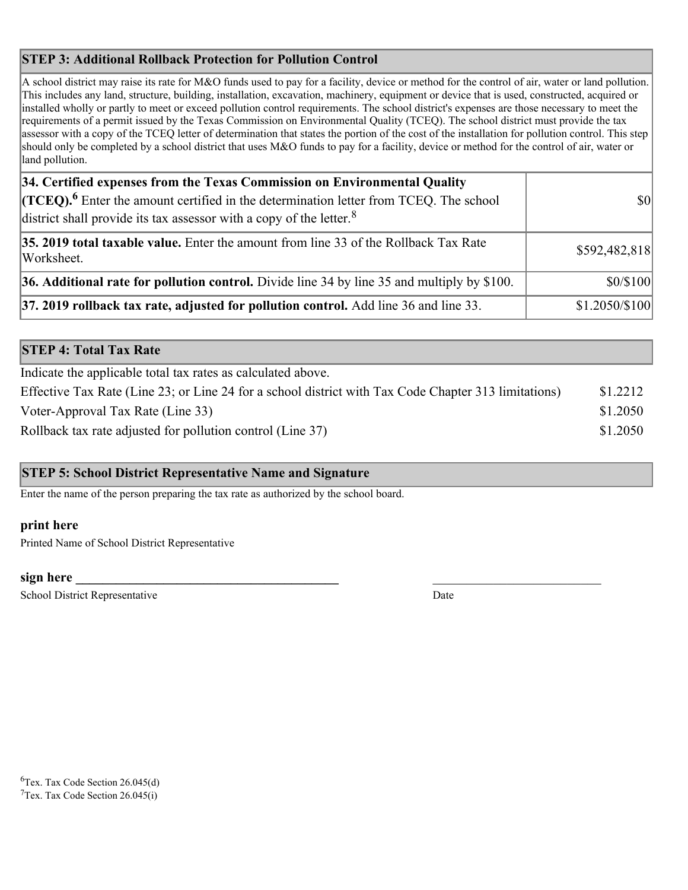## STEP 3: Additional Rollback Protection for Pollution Control

A school district may raise its rate for M&O funds used to pay for a facility, device or method for the control of air, water or land pollution. This includes any land, structure, building, installation, excavation, machinery, equipment or device that is used, constructed, acquired or installed wholly or partly to meet or exceed pollution control requirements. The school district's expenses are those necessary to meet the requirements of a permit issued by the Texas Commission on Environmental Quality (TCEQ). The school district must provide the tax assessor with a copy of the TCEQ letter of determination that states the portion of the cost of the installation for pollution control. This step should only be completed by a school district that uses M&O funds to pay for a facility, device or method for the control of air, water or land pollution.

| | |
|---|---|
| **34. Certified expenses from the Texas Commission on Environmental Quality (TCEQ).**[6] Enter the amount certified in the determination letter from TCEQ. The school district shall provide its tax assessor with a copy of the letter.[8] | $0 |
| **35. 2019 total taxable value.** Enter the amount from line 33 of the Rollback Tax Rate Worksheet. | $592,482,818 |
| **36. Additional rate for pollution control.** Divide line 34 by line 35 and multiply by $100. | $0/$100 |
| **37. 2019 rollback tax rate, adjusted for pollution control.** Add line 36 and line 33. | $1.2050/$100 |

## STEP 4: Total Tax Rate

Indicate the applicable total tax rates as calculated above.

| | |
|---|---|
| Effective Tax Rate (Line 23; or Line 24 for a school district with Tax Code Chapter 313 limitations) | $1.2212 |
| Voter-Approval Tax Rate (Line 33) | $1.2050 |
| Rollback tax rate adjusted for pollution control (Line 37) | $1.2050 |

## STEP 5: School District Representative Name and Signature

Enter the name of the person preparing the tax rate as authorized by the school board.

**print here**

Printed Name of School District Representative

**sign here** ________________________________________ ____________________________

School District Representative Date

[6]Tex. Tax Code Section 26.045(d)

[7]Tex. Tax Code Section 26.045(i)